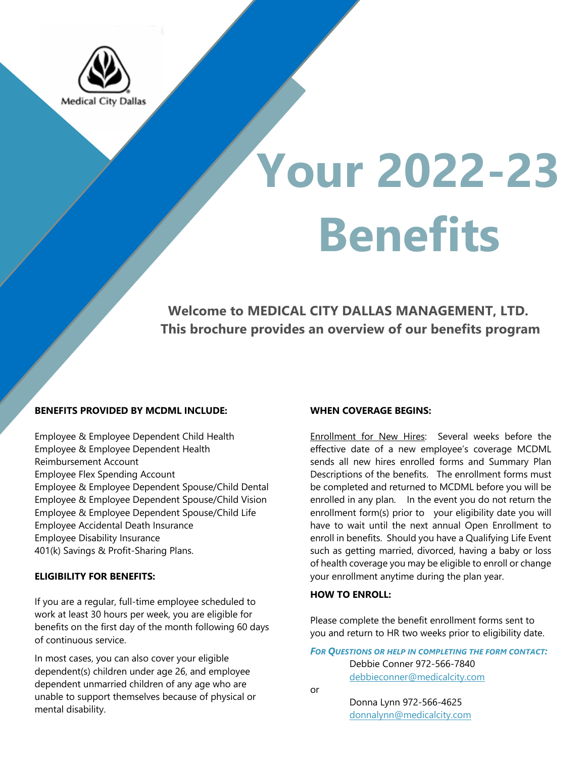Medical City Dallas

# Your 2022-23 Benefits

**Welcome to MEDICAL CITY DALLAS MANAGEMENT, LTD.**
**This brochure provides an overview of our benefits program**

**BENEFITS PROVIDED BY MCDML INCLUDE:**

Employee & Employee Dependent Child Health
Employee & Employee Dependent Health Reimbursement Account
Employee Flex Spending Account
Employee & Employee Dependent Spouse/Child Dental
Employee & Employee Dependent Spouse/Child Vision
Employee & Employee Dependent Spouse/Child Life
Employee Accidental Death Insurance
Employee Disability Insurance
401(k) Savings & Profit-Sharing Plans.

**ELIGIBILITY FOR BENEFITS:**

If you are a regular, full-time employee scheduled to work at least 30 hours per week, you are eligible for benefits on the first day of the month following 60 days of continuous service.

In most cases, you can also cover your eligible dependent(s) children under age 26, and employee dependent unmarried children of any age who are unable to support themselves because of physical or mental disability.

**WHEN COVERAGE BEGINS:**

Enrollment for New Hires: Several weeks before the effective date of a new employee's coverage MCDML sends all new hires enrolled forms and Summary Plan Descriptions of the benefits. The enrollment forms must be completed and returned to MCDML before you will be enrolled in any plan. In the event you do not return the enrollment form(s) prior to your eligibility date you will have to wait until the next annual Open Enrollment to enroll in benefits. Should you have a Qualifying Life Event such as getting married, divorced, having a baby or loss of health coverage you may be eligible to enroll or change your enrollment anytime during the plan year.

**HOW TO ENROLL:**

Please complete the benefit enrollment forms sent to you and return to HR two weeks prior to eligibility date.

***For Questions or help in completing the form contact:***

Debbie Conner 972-566-7840
debbieconner@medicalcity.com

or

Donna Lynn 972-566-4625
donnalynn@medicalcity.com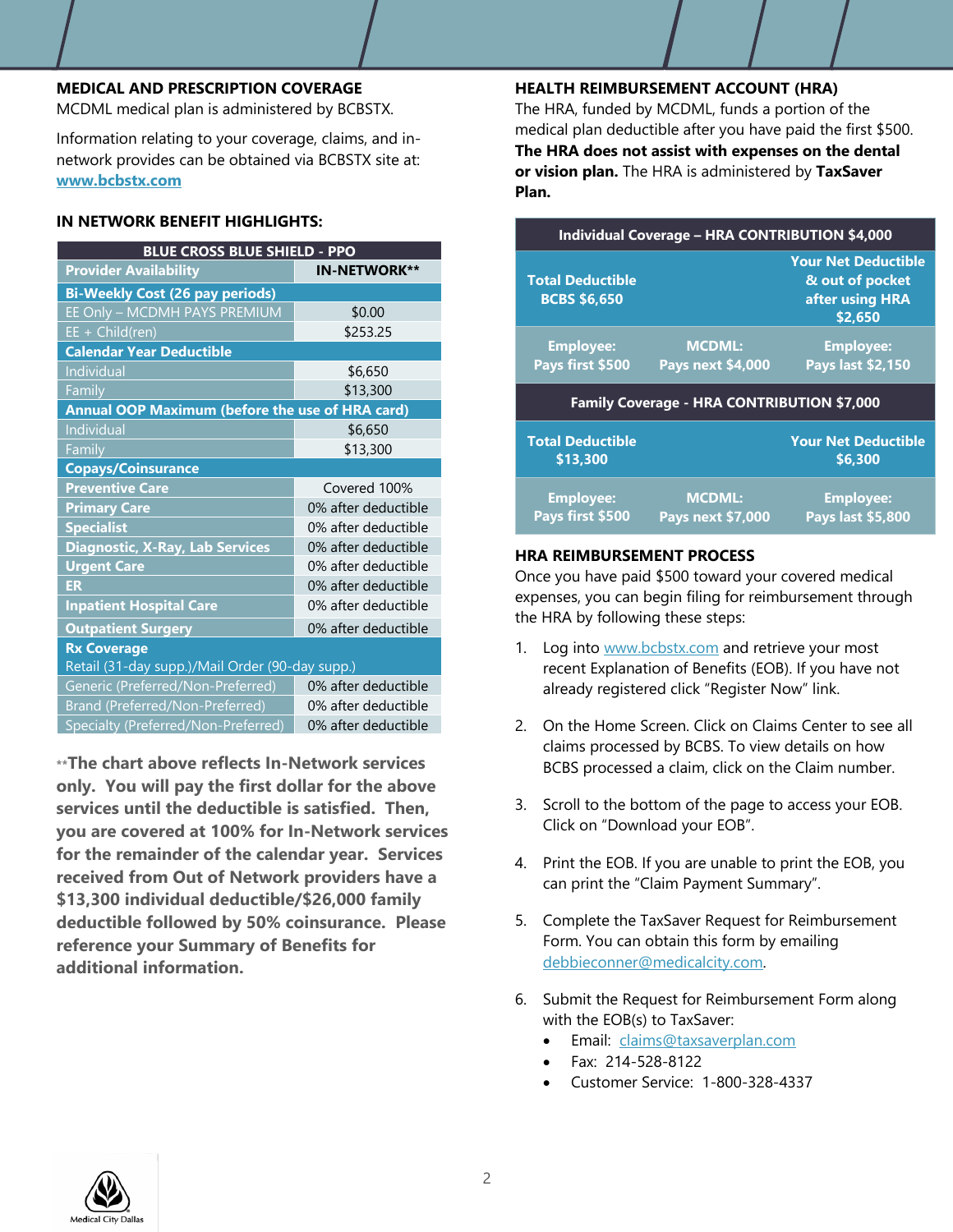## MEDICAL AND PRESCRIPTION COVERAGE

MCDML medical plan is administered by BCBSTX.

Information relating to your coverage, claims, and in-network provides can be obtained via BCBSTX site at: [www.bcbstx.com](www.bcbstx.com)

### IN NETWORK BENEFIT HIGHLIGHTS:

| BLUE CROSS BLUE SHIELD - PPO | |
|---|---|
| **Provider Availability** | **IN-NETWORK**** |
| **Bi-Weekly Cost (26 pay periods)** | |
| EE Only – MCDMH PAYS PREMIUM | $0.00 |
| EE + Child(ren) | $253.25 |
| **Calendar Year Deductible** | |
| Individual | $6,650 |
| Family | $13,300 |
| **Annual OOP Maximum (before the use of HRA card)** | |
| Individual | $6,650 |
| Family | $13,300 |
| **Copays/Coinsurance** | |
| **Preventive Care** | Covered 100% |
| **Primary Care** | 0% after deductible |
| **Specialist** | 0% after deductible |
| **Diagnostic, X-Ray, Lab Services** | 0% after deductible |
| **Urgent Care** | 0% after deductible |
| **ER** | 0% after deductible |
| **Inpatient Hospital Care** | 0% after deductible |
| **Outpatient Surgery** | 0% after deductible |
| **Rx Coverage** Retail (31-day supp.)/Mail Order (90-day supp.) | |
| Generic (Preferred/Non-Preferred) | 0% after deductible |
| Brand (Preferred/Non-Preferred) | 0% after deductible |
| Specialty (Preferred/Non-Preferred) | 0% after deductible |

**\*\*The chart above reflects In-Network services only. You will pay the first dollar for the above services until the deductible is satisfied. Then, you are covered at 100% for In-Network services for the remainder of the calendar year. Services received from Out of Network providers have a $13,300 individual deductible/$26,000 family deductible followed by 50% coinsurance. Please reference your Summary of Benefits for additional information.**

## HEALTH REIMBURSEMENT ACCOUNT (HRA)

The HRA, funded by MCDML, funds a portion of the medical plan deductible after you have paid the first $500. **The HRA does not assist with expenses on the dental or vision plan.** The HRA is administered by **TaxSaver Plan.**

| Individual Coverage – HRA CONTRIBUTION $4,000 | | |
|---|---|---|
| **Total Deductible BCBS $6,650** | | **Your Net Deductible & out of pocket after using HRA $2,650** |
| **Employee: Pays first $500** | **MCDML: Pays next $4,000** | **Employee: Pays last $2,150** |

| Family Coverage - HRA CONTRIBUTION $7,000 | | |
|---|---|---|
| **Total Deductible $13,300** | | **Your Net Deductible $6,300** |
| **Employee: Pays first $500** | **MCDML: Pays next $7,000** | **Employee: Pays last $5,800** |

## HRA REIMBURSEMENT PROCESS

Once you have paid $500 toward your covered medical expenses, you can begin filing for reimbursement through the HRA by following these steps:

1. Log into [www.bcbstx.com](www.bcbstx.com) and retrieve your most recent Explanation of Benefits (EOB). If you have not already registered click "Register Now" link.
2. On the Home Screen. Click on Claims Center to see all claims processed by BCBS. To view details on how BCBS processed a claim, click on the Claim number.
3. Scroll to the bottom of the page to access your EOB. Click on "Download your EOB".
4. Print the EOB. If you are unable to print the EOB, you can print the "Claim Payment Summary".
5. Complete the TaxSaver Request for Reimbursement Form. You can obtain this form by emailing [debbieconner@medicalcity.com](mailto:debbieconner@medicalcity.com).
6. Submit the Request for Reimbursement Form along with the EOB(s) to TaxSaver:
   - Email: [claims@taxsaverplan.com](mailto:claims@taxsaverplan.com)
   - Fax: 214-528-8122
   - Customer Service: 1-800-328-4337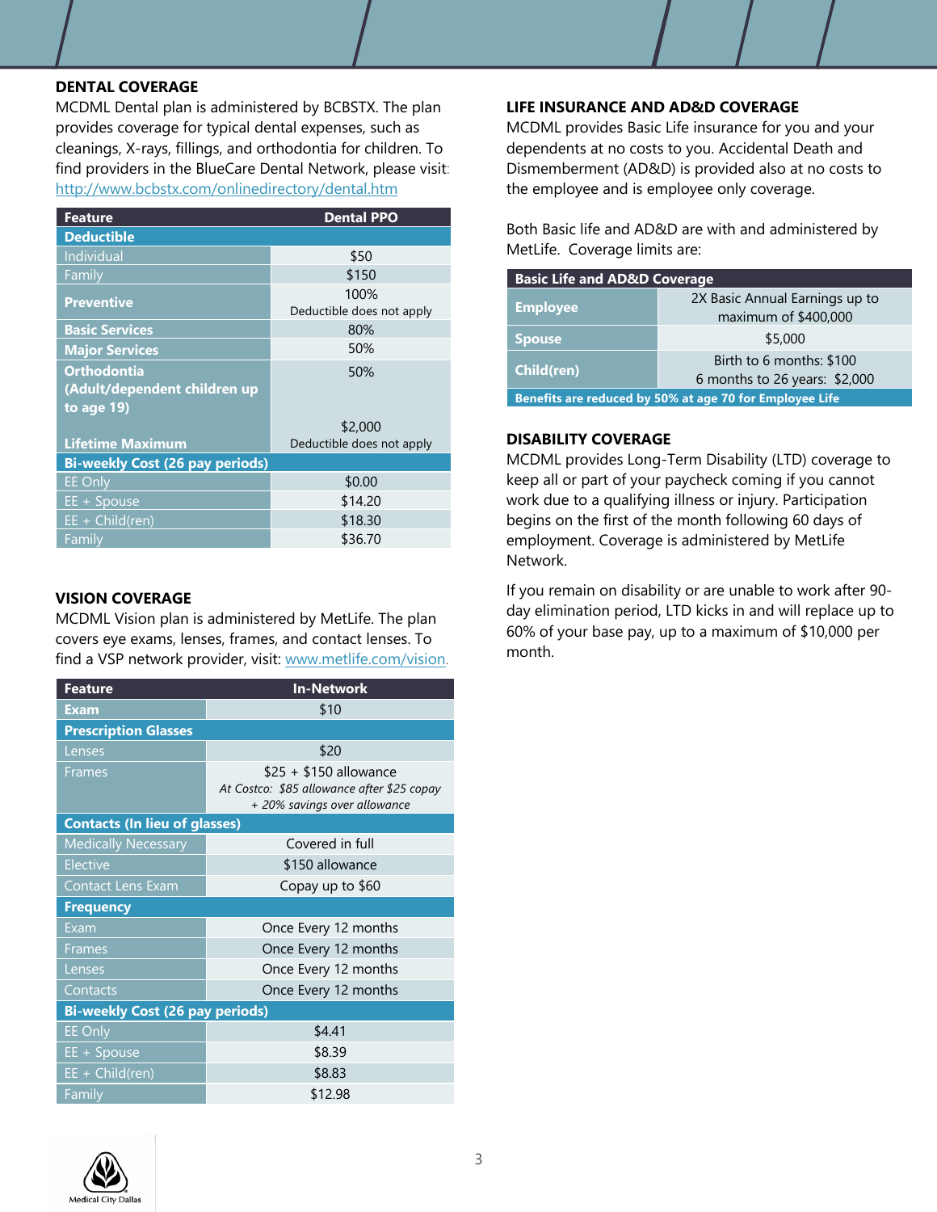## DENTAL COVERAGE

MCDML Dental plan is administered by BCBSTX. The plan provides coverage for typical dental expenses, such as cleanings, X-rays, fillings, and orthodontia for children. To find providers in the BlueCare Dental Network, please visit: http://www.bcbstx.com/onlinedirectory/dental.htm

| Feature | Dental PPO |
|---|---|
| **Deductible** | |
| Individual | $50 |
| Family | $150 |
| **Preventive** | 100% Deductible does not apply |
| **Basic Services** | 80% |
| **Major Services** | 50% |
| **Orthodontia (Adult/dependent children up to age 19)** | 50% |
| **Lifetime Maximum** | $2,000 Deductible does not apply |
| **Bi-weekly Cost (26 pay periods)** | |
| EE Only | $0.00 |
| EE + Spouse | $14.20 |
| EE + Child(ren) | $18.30 |
| Family | $36.70 |

## VISION COVERAGE

MCDML Vision plan is administered by MetLife. The plan covers eye exams, lenses, frames, and contact lenses. To find a VSP network provider, visit: www.metlife.com/vision.

| Feature | In-Network |
|---|---|
| **Exam** | $10 |
| **Prescription Glasses** | |
| Lenses | $20 |
| Frames | $25 + $150 allowance *At Costco: $85 allowance after $25 copay + 20% savings over allowance* |
| **Contacts (In lieu of glasses)** | |
| Medically Necessary | Covered in full |
| Elective | $150 allowance |
| Contact Lens Exam | Copay up to $60 |
| **Frequency** | |
| Exam | Once Every 12 months |
| Frames | Once Every 12 months |
| Lenses | Once Every 12 months |
| Contacts | Once Every 12 months |
| **Bi-weekly Cost (26 pay periods)** | |
| EE Only | $4.41 |
| EE + Spouse | $8.39 |
| EE + Child(ren) | $8.83 |
| Family | $12.98 |

## LIFE INSURANCE AND AD&D COVERAGE

MCDML provides Basic Life insurance for you and your dependents at no costs to you. Accidental Death and Dismemberment (AD&D) is provided also at no costs to the employee and is employee only coverage.

Both Basic life and AD&D are with and administered by MetLife. Coverage limits are:

| Basic Life and AD&D Coverage | |
|---|---|
| **Employee** | 2X Basic Annual Earnings up to maximum of $400,000 |
| **Spouse** | $5,000 |
| **Child(ren)** | Birth to 6 months: $100 6 months to 26 years: $2,000 |
| **Benefits are reduced by 50% at age 70 for Employee Life** | |

## DISABILITY COVERAGE

MCDML provides Long-Term Disability (LTD) coverage to keep all or part of your paycheck coming if you cannot work due to a qualifying illness or injury. Participation begins on the first of the month following 60 days of employment. Coverage is administered by MetLife Network.

If you remain on disability or are unable to work after 90-day elimination period, LTD kicks in and will replace up to 60% of your base pay, up to a maximum of $10,000 per month.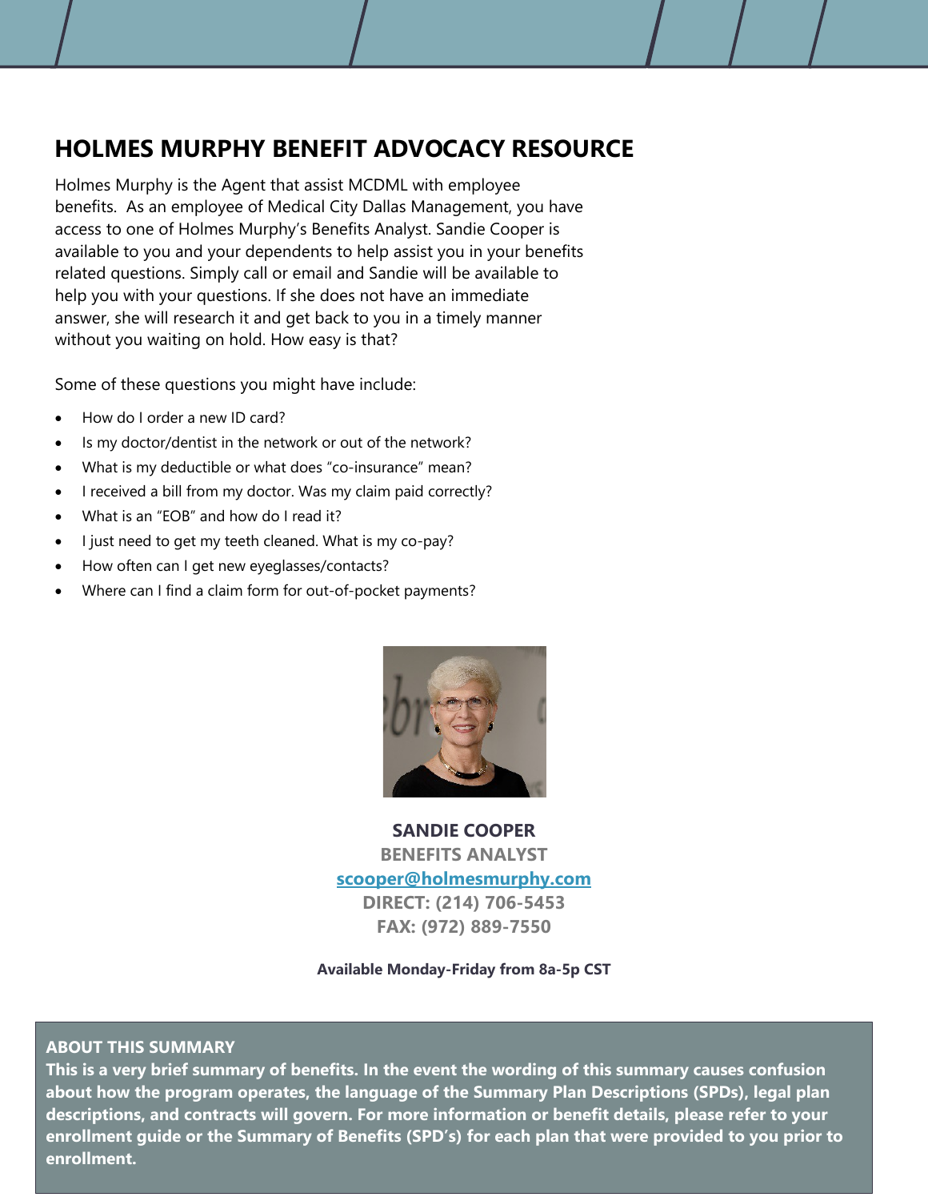## HOLMES MURPHY BENEFIT ADVOCACY RESOURCE

Holmes Murphy is the Agent that assist MCDML with employee benefits. As an employee of Medical City Dallas Management, you have access to one of Holmes Murphy's Benefits Analyst. Sandie Cooper is available to you and your dependents to help assist you in your benefits related questions. Simply call or email and Sandie will be available to help you with your questions. If she does not have an immediate answer, she will research it and get back to you in a timely manner without you waiting on hold. How easy is that?

Some of these questions you might have include:

- How do I order a new ID card?
- Is my doctor/dentist in the network or out of the network?
- What is my deductible or what does "co-insurance" mean?
- I received a bill from my doctor. Was my claim paid correctly?
- What is an "EOB" and how do I read it?
- I just need to get my teeth cleaned. What is my co-pay?
- How often can I get new eyeglasses/contacts?
- Where can I find a claim form for out-of-pocket payments?

**SANDIE COOPER**
**BENEFITS ANALYST**
**scooper@holmesmurphy.com**
**DIRECT: (214) 706-5453**
**FAX: (972) 889-7550**

**Available Monday-Friday from 8a-5p CST**

**ABOUT THIS SUMMARY**
**This is a very brief summary of benefits. In the event the wording of this summary causes confusion about how the program operates, the language of the Summary Plan Descriptions (SPDs), legal plan descriptions, and contracts will govern. For more information or benefit details, please refer to your enrollment guide or the Summary of Benefits (SPD's) for each plan that were provided to you prior to enrollment.**